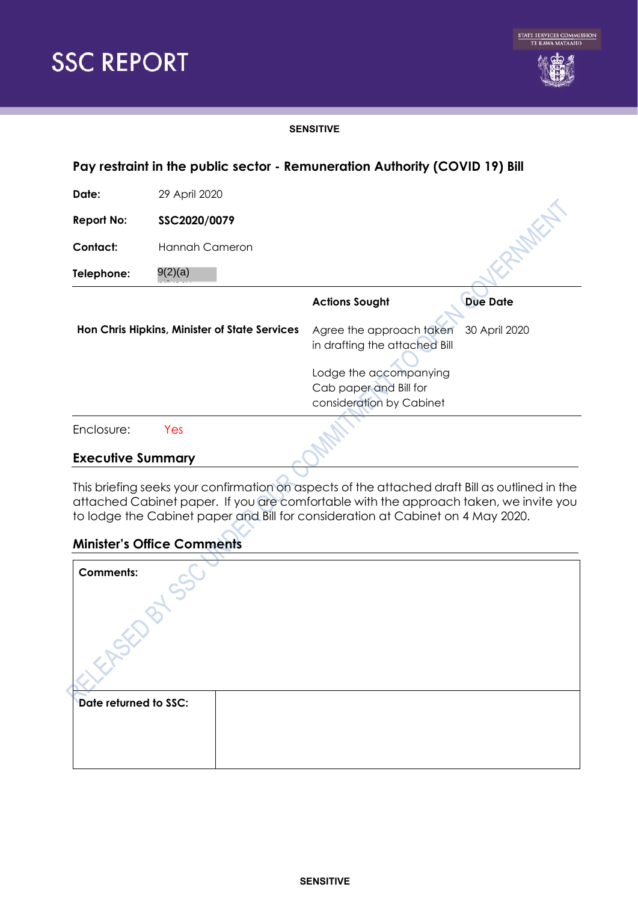# SSC REPORT

STATE SERVICES COMMISSION
TE KAWA MATAAHO

**SENSITIVE**

## Pay restraint in the public sector - Remuneration Authority (COVID 19) Bill

**Date:** 29 April 2020

**Report No:** **SSC2020/0079**

**Contact:** Hannah Cameron

**Telephone:** 9(2)(a)

| | Actions Sought | Due Date |
|---|---|---|
| **Hon Chris Hipkins, Minister of State Services** | Agree the approach taken in drafting the attached Bill<br><br>Lodge the accompanying Cab paper and Bill for consideration by Cabinet | 30 April 2020 |

Enclosure: Yes

## Executive Summary

This briefing seeks your confirmation on aspects of the attached draft Bill as outlined in the attached Cabinet paper. If you are comfortable with the approach taken, we invite you to lodge the Cabinet paper and Bill for consideration at Cabinet on 4 May 2020.

## Minister's Office Comments

| **Comments:** | |
|---|---|
| **Date returned to SSC:** | |

RELEASED BY SSC UNDER OUR COMMITMENT TO OPEN GOVERNMENT

**SENSITIVE**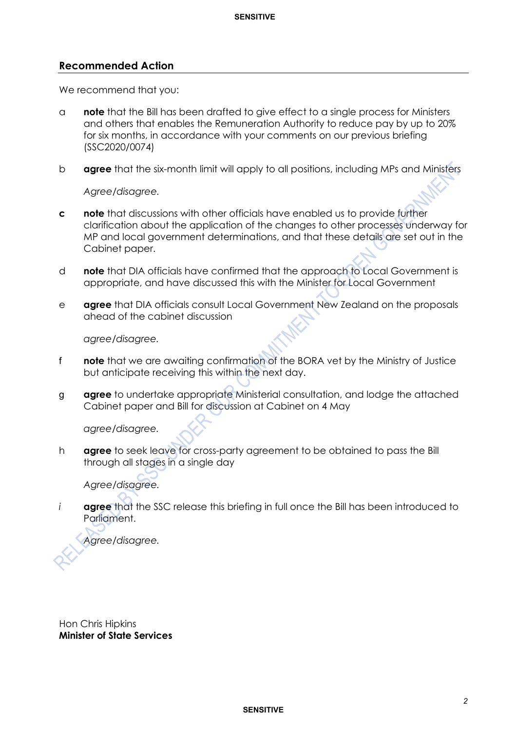## Recommended Action

We recommend that you:

a **note** that the Bill has been drafted to give effect to a single process for Ministers and others that enables the Remuneration Authority to reduce pay by up to 20% for six months, in accordance with your comments on our previous briefing (SSC2020/0074)

b **agree** that the six-month limit will apply to all positions, including MPs and Ministers

*Agree/disagree.*

**c** **note** that discussions with other officials have enabled us to provide further clarification about the application of the changes to other processes underway for MP and local government determinations, and that these details are set out in the Cabinet paper.

d **note** that DIA officials have confirmed that the approach to Local Government is appropriate, and have discussed this with the Minister for Local Government

e **agree** that DIA officials consult Local Government New Zealand on the proposals ahead of the cabinet discussion

*agree/disagree.*

f **note** that we are awaiting confirmation of the BORA vet by the Ministry of Justice but anticipate receiving this within the next day.

g **agree** to undertake appropriate Ministerial consultation, and lodge the attached Cabinet paper and Bill for discussion at Cabinet on 4 May

*agree/disagree.*

h **agree** to seek leave for cross-party agreement to be obtained to pass the Bill through all stages in a single day

*Agree/disagree.*

*i* **agree** that the SSC release this briefing in full once the Bill has been introduced to Parliament.

*Agree/disagree.*

Hon Chris Hipkins
**Minister of State Services**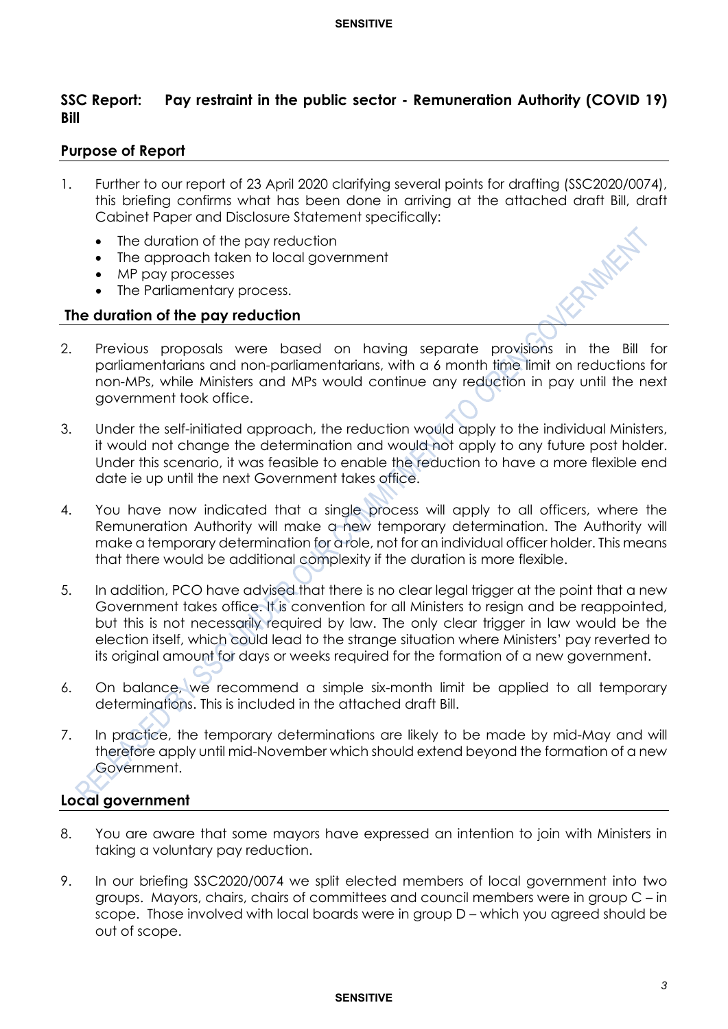## SSC Report: Pay restraint in the public sector - Remuneration Authority (COVID 19) Bill

### Purpose of Report

1. Further to our report of 23 April 2020 clarifying several points for drafting (SSC2020/0074), this briefing confirms what has been done in arriving at the attached draft Bill, draft Cabinet Paper and Disclosure Statement specifically:
   - The duration of the pay reduction
   - The approach taken to local government
   - MP pay processes
   - The Parliamentary process.

### The duration of the pay reduction

2. Previous proposals were based on having separate provisions in the Bill for parliamentarians and non-parliamentarians, with a 6 month time limit on reductions for non-MPs, while Ministers and MPs would continue any reduction in pay until the next government took office.

3. Under the self-initiated approach, the reduction would apply to the individual Ministers, it would not change the determination and would not apply to any future post holder. Under this scenario, it was feasible to enable the reduction to have a more flexible end date ie up until the next Government takes office.

4. You have now indicated that a single process will apply to all officers, where the Remuneration Authority will make a new temporary determination. The Authority will make a temporary determination for a role, not for an individual officer holder. This means that there would be additional complexity if the duration is more flexible.

5. In addition, PCO have advised that there is no clear legal trigger at the point that a new Government takes office. It is convention for all Ministers to resign and be reappointed, but this is not necessarily required by law. The only clear trigger in law would be the election itself, which could lead to the strange situation where Ministers' pay reverted to its original amount for days or weeks required for the formation of a new government.

6. On balance, we recommend a simple six-month limit be applied to all temporary determinations. This is included in the attached draft Bill.

7. In practice, the temporary determinations are likely to be made by mid-May and will therefore apply until mid-November which should extend beyond the formation of a new Government.

### Local government

8. You are aware that some mayors have expressed an intention to join with Ministers in taking a voluntary pay reduction.

9. In our briefing SSC2020/0074 we split elected members of local government into two groups. Mayors, chairs, chairs of committees and council members were in group C – in scope. Those involved with local boards were in group D – which you agreed should be out of scope.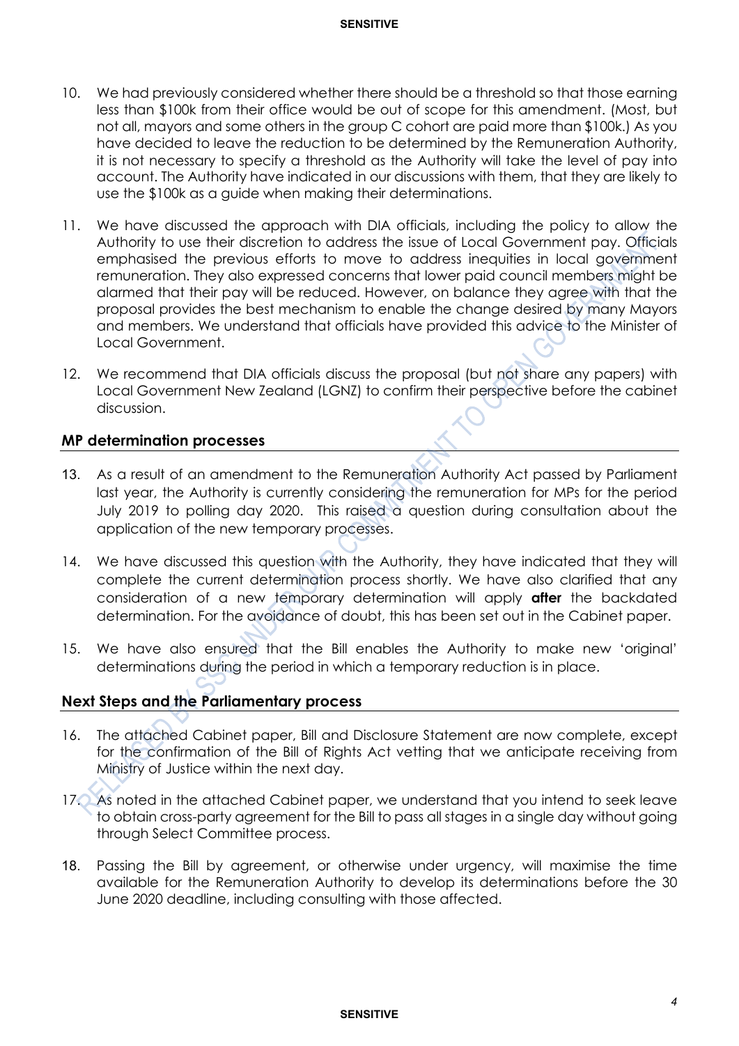10. We had previously considered whether there should be a threshold so that those earning less than $100k from their office would be out of scope for this amendment. (Most, but not all, mayors and some others in the group C cohort are paid more than $100k.) As you have decided to leave the reduction to be determined by the Remuneration Authority, it is not necessary to specify a threshold as the Authority will take the level of pay into account. The Authority have indicated in our discussions with them, that they are likely to use the $100k as a guide when making their determinations.

11. We have discussed the approach with DIA officials, including the policy to allow the Authority to use their discretion to address the issue of Local Government pay. Officials emphasised the previous efforts to move to address inequities in local government remuneration. They also expressed concerns that lower paid council members might be alarmed that their pay will be reduced. However, on balance they agree with that the proposal provides the best mechanism to enable the change desired by many Mayors and members. We understand that officials have provided this advice to the Minister of Local Government.

12. We recommend that DIA officials discuss the proposal (but not share any papers) with Local Government New Zealand (LGNZ) to confirm their perspective before the cabinet discussion.

## MP determination processes

13. As a result of an amendment to the Remuneration Authority Act passed by Parliament last year, the Authority is currently considering the remuneration for MPs for the period July 2019 to polling day 2020. This raised a question during consultation about the application of the new temporary processes.

14. We have discussed this question with the Authority, they have indicated that they will complete the current determination process shortly. We have also clarified that any consideration of a new temporary determination will apply **after** the backdated determination. For the avoidance of doubt, this has been set out in the Cabinet paper.

15. We have also ensured that the Bill enables the Authority to make new 'original' determinations during the period in which a temporary reduction is in place.

## Next Steps and the Parliamentary process

16. The attached Cabinet paper, Bill and Disclosure Statement are now complete, except for the confirmation of the Bill of Rights Act vetting that we anticipate receiving from Ministry of Justice within the next day.

17. As noted in the attached Cabinet paper, we understand that you intend to seek leave to obtain cross-party agreement for the Bill to pass all stages in a single day without going through Select Committee process.

18. Passing the Bill by agreement, or otherwise under urgency, will maximise the time available for the Remuneration Authority to develop its determinations before the 30 June 2020 deadline, including consulting with those affected.